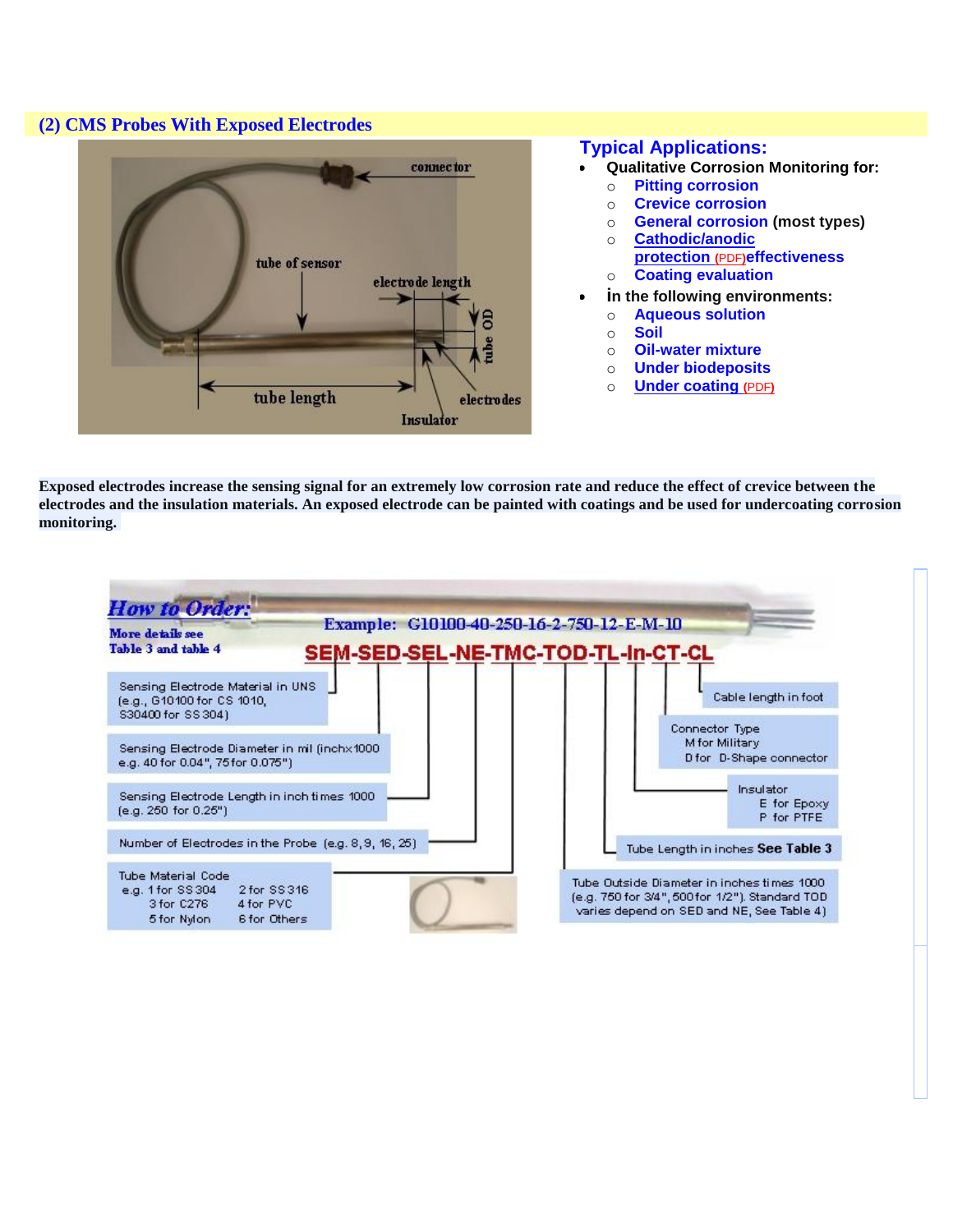## (2) CMS Probes With Exposed Electrodes

### Typical Applications:

- Qualitative Corrosion Monitoring for:
  - Pitting corrosion
  - Crevice corrosion
  - General corrosion (most types)
  - Cathodic/anodic protection (PDF) effectiveness
  - Coating evaluation
- In the following environments:
  - Aqueous solution
  - Soil
  - Oil-water mixture
  - Under biodeposits
  - Under coating (PDF)

**Exposed electrodes increase the sensing signal for an extremely low corrosion rate and reduce the effect of crevice between the electrodes and the insulation materials. An exposed electrode can be painted with coatings and be used for undercoating corrosion monitoring.**

**How to Order:**

More details see Table 3 and table 4

Example: G10100-40-250-16-2-750-12-E-M-10

**SEM-SED-SEL-NE-TMC-TOD-TL-In-CT-CL**

- Sensing Electrode Material in UNS (e.g., G10100 for CS 1010, S30400 for SS 304)
- Sensing Electrode Diameter in mil (inch x 1000 e.g. 40 for 0.04", 75 for 0.075")
- Sensing Electrode Length in inch times 1000 (e.g. 250 for 0.25")
- Number of Electrodes in the Probe (e.g. 8, 9, 16, 25)
- Tube Material Code e.g. 1 for SS 304, 2 for SS 316, 3 for C276, 4 for PVC, 5 for Nylon, 6 for Others
- Tube Outside Diameter in inches times 1000 (e.g. 750 for 3/4", 500 for 1/2"). Standard TOD varies depend on SED and NE, See Table 4)
- Tube Length in inches **See Table 3**
- Insulator: E for Epoxy, P for PTFE
- Connector Type: M for Military, D for D-Shape connector
- Cable length in foot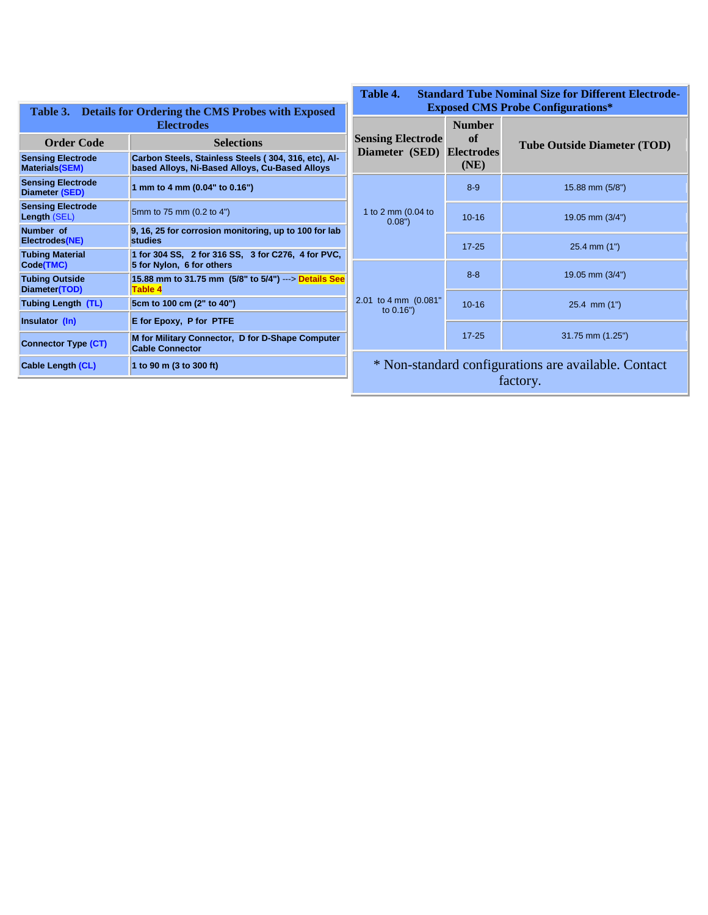**Table 3. Details for Ordering the CMS Probes with Exposed Electrodes**

| Order Code | Selections |
|---|---|
| Sensing Electrode Materials(SEM) | Carbon Steels, Stainless Steels ( 304, 316, etc), Al-based Alloys, Ni-Based Alloys, Cu-Based Alloys |
| Sensing Electrode Diameter (SED) | 1 mm to 4 mm (0.04" to 0.16") |
| Sensing Electrode Length (SEL) | 5mm to 75 mm (0.2 to 4") |
| Number of Electrodes(NE) | 9, 16, 25 for corrosion monitoring, up to 100 for lab studies |
| Tubing Material Code(TMC) | 1 for 304 SS, 2 for 316 SS, 3 for C276, 4 for PVC, 5 for Nylon, 6 for others |
| Tubing Outside Diameter(TOD) | 15.88 mm to 31.75 mm (5/8" to 5/4") ---> Details See Table 4 |
| Tubing Length (TL) | 5cm to 100 cm (2" to 40") |
| Insulator (In) | E for Epoxy, P for PTFE |
| Connector Type (CT) | M for Military Connector, D for D-Shape Computer Cable Connector |
| Cable Length (CL) | 1 to 90 m (3 to 300 ft) |

**Table 4. Standard Tube Nominal Size for Different Electrode-Exposed CMS Probe Configurations***

| Sensing Electrode Diameter (SED) | Number of Electrodes (NE) | Tube Outside Diameter (TOD) |
|---|---|---|
| 1 to 2 mm (0.04 to 0.08") | 8-9 | 15.88 mm (5/8") |
| | 10-16 | 19.05 mm (3/4") |
| | 17-25 | 25.4 mm (1") |
| 2.01 to 4 mm (0.081" to 0.16") | 8-8 | 19.05 mm (3/4") |
| | 10-16 | 25.4 mm (1") |
| | 17-25 | 31.75 mm (1.25") |

* Non-standard configurations are available. Contact factory.